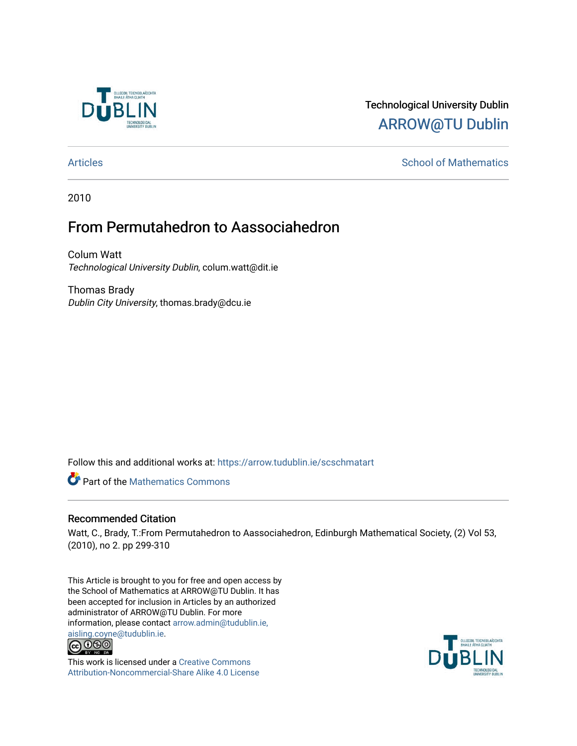Technological University Dublin

ARROW@TU Dublin

Articles

School of Mathematics

2010

# From Permutahedron to Aassociahedron

Colum Watt

*Technological University Dublin*, colum.watt@dit.ie

Thomas Brady

*Dublin City University*, thomas.brady@dcu.ie

Follow this and additional works at: https://arrow.tudublin.ie/scschmatart

Part of the Mathematics Commons

## Recommended Citation

Watt, C., Brady, T.:From Permutahedron to Aassociahedron, Edinburgh Mathematical Society, (2) Vol 53, (2010), no 2. pp 299-310

This Article is brought to you for free and open access by the School of Mathematics at ARROW@TU Dublin. It has been accepted for inclusion in Articles by an authorized administrator of ARROW@TU Dublin. For more information, please contact arrow.admin@tudublin.ie, aisling.coyne@tudublin.ie.

This work is licensed under a Creative Commons Attribution-Noncommercial-Share Alike 4.0 License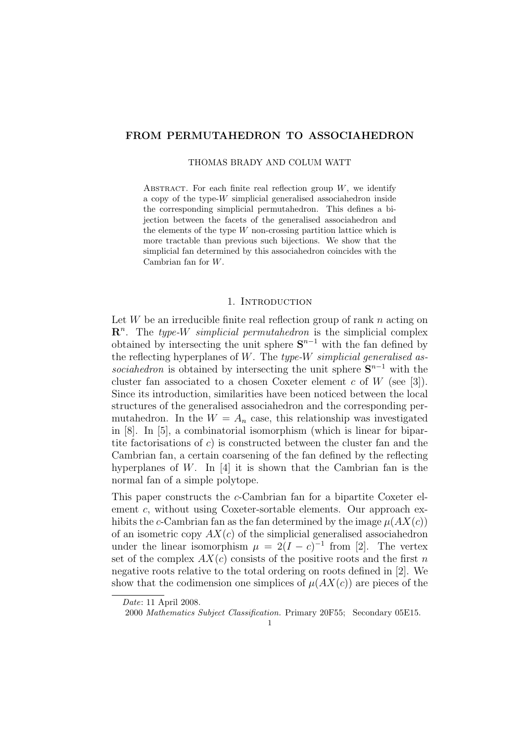# FROM PERMUTAHEDRON TO ASSOCIAHEDRON

THOMAS BRADY AND COLUM WATT

Abstract. For each finite real reflection group $W$, we identify a copy of the type-$W$ simplicial generalised associahedron inside the corresponding simplicial permutahedron. This defines a bijection between the facets of the generalised associahedron and the elements of the type $W$ non-crossing partition lattice which is more tractable than previous such bijections. We show that the simplicial fan determined by this associahedron coincides with the Cambrian fan for $W$.

## 1. Introduction

Let $W$ be an irreducible finite real reflection group of rank $n$ acting on $\mathbf{R}^n$. The *type-$W$ simplicial permutahedron* is the simplicial complex obtained by intersecting the unit sphere $\mathbf{S}^{n-1}$ with the fan defined by the reflecting hyperplanes of $W$. The *type-$W$ simplicial generalised associahedron* is obtained by intersecting the unit sphere $\mathbf{S}^{n-1}$ with the cluster fan associated to a chosen Coxeter element $c$ of $W$ (see [3]). Since its introduction, similarities have been noticed between the local structures of the generalised associahedron and the corresponding permutahedron. In the $W = A_n$ case, this relationship was investigated in [8]. In [5], a combinatorial isomorphism (which is linear for bipartite factorisations of $c$) is constructed between the cluster fan and the Cambrian fan, a certain coarsening of the fan defined by the reflecting hyperplanes of $W$. In [4] it is shown that the Cambrian fan is the normal fan of a simple polytope.

This paper constructs the $c$-Cambrian fan for a bipartite Coxeter element $c$, without using Coxeter-sortable elements. Our approach exhibits the $c$-Cambrian fan as the fan determined by the image $\mu(AX(c))$ of an isometric copy $AX(c)$ of the simplicial generalised associahedron under the linear isomorphism $\mu = 2(I - c)^{-1}$ from [2]. The vertex set of the complex $AX(c)$ consists of the positive roots and the first $n$ negative roots relative to the total ordering on roots defined in [2]. We show that the codimension one simplices of $\mu(AX(c))$ are pieces of the

*Date*: 11 April 2008.

2000 *Mathematics Subject Classification.* Primary 20F55; Secondary 05E15.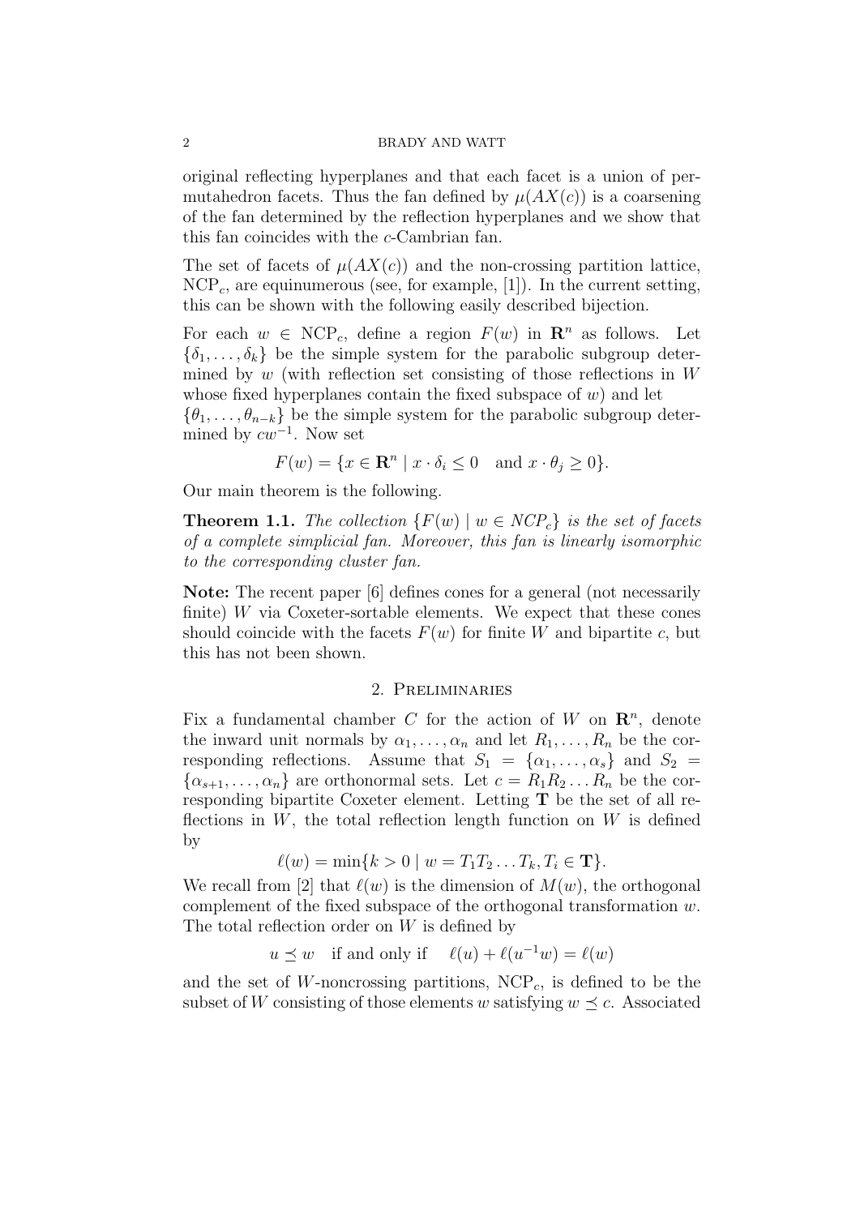original reflecting hyperplanes and that each facet is a union of permutahedron facets. Thus the fan defined by $\mu(AX(c))$ is a coarsening of the fan determined by the reflection hyperplanes and we show that this fan coincides with the $c$-Cambrian fan.

The set of facets of $\mu(AX(c))$ and the non-crossing partition lattice, $\mathrm{NCP}_c$, are equinumerous (see, for example, [1]). In the current setting, this can be shown with the following easily described bijection.

For each $w \in \mathrm{NCP}_c$, define a region $F(w)$ in $\mathbf{R}^n$ as follows. Let $\{\delta_1, \dots, \delta_k\}$ be the simple system for the parabolic subgroup determined by $w$ (with reflection set consisting of those reflections in $W$ whose fixed hyperplanes contain the fixed subspace of $w$) and let $\{\theta_1, \dots, \theta_{n-k}\}$ be the simple system for the parabolic subgroup determined by $cw^{-1}$. Now set

$$F(w) = \{x \in \mathbf{R}^n \mid x \cdot \delta_i \leq 0 \quad \text{and } x \cdot \theta_j \geq 0\}.$$

Our main theorem is the following.

**Theorem 1.1.** *The collection $\{F(w) \mid w \in NCP_c\}$ is the set of facets of a complete simplicial fan. Moreover, this fan is linearly isomorphic to the corresponding cluster fan.*

**Note:** The recent paper [6] defines cones for a general (not necessarily finite) $W$ via Coxeter-sortable elements. We expect that these cones should coincide with the facets $F(w)$ for finite $W$ and bipartite $c$, but this has not been shown.

## 2. Preliminaries

Fix a fundamental chamber $C$ for the action of $W$ on $\mathbf{R}^n$, denote the inward unit normals by $\alpha_1, \dots, \alpha_n$ and let $R_1, \dots, R_n$ be the corresponding reflections. Assume that $S_1 = \{\alpha_1, \dots, \alpha_s\}$ and $S_2 = \{\alpha_{s+1}, \dots, \alpha_n\}$ are orthonormal sets. Let $c = R_1 R_2 \dots R_n$ be the corresponding bipartite Coxeter element. Letting $\mathbf{T}$ be the set of all reflections in $W$, the total reflection length function on $W$ is defined by

$$\ell(w) = \min\{k > 0 \mid w = T_1 T_2 \dots T_k, T_i \in \mathbf{T}\}.$$

We recall from [2] that $\ell(w)$ is the dimension of $M(w)$, the orthogonal complement of the fixed subspace of the orthogonal transformation $w$. The total reflection order on $W$ is defined by

$$u \preceq w \quad \text{if and only if} \quad \ell(u) + \ell(u^{-1}w) = \ell(w)$$

and the set of $W$-noncrossing partitions, $\mathrm{NCP}_c$, is defined to be the subset of $W$ consisting of those elements $w$ satisfying $w \preceq c$. Associated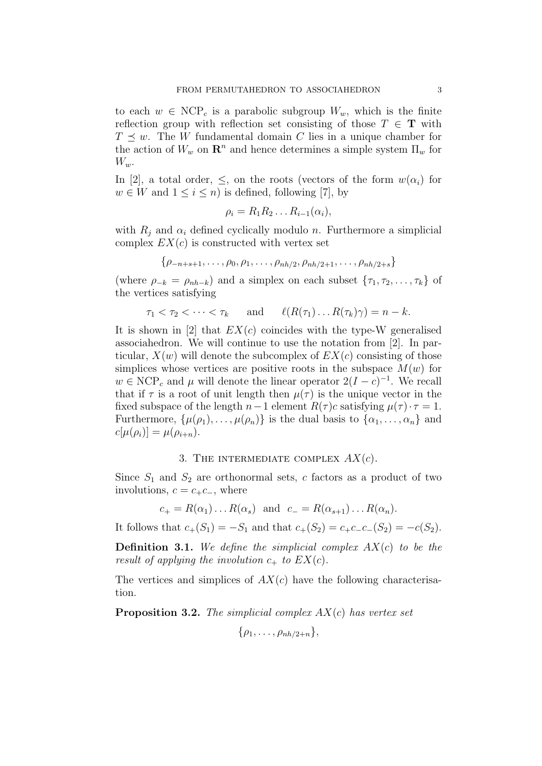to each $w \in \mathrm{NCP}_c$ is a parabolic subgroup $W_w$, which is the finite reflection group with reflection set consisting of those $T \in \mathbf{T}$ with $T \preceq w$. The $W$ fundamental domain $C$ lies in a unique chamber for the action of $W_w$ on $\mathbf{R}^n$ and hence determines a simple system $\Pi_w$ for $W_w$.

In [2], a total order, $\leq$, on the roots (vectors of the form $w(\alpha_i)$ for $w \in W$ and $1 \leq i \leq n$) is defined, following [7], by

$$\rho_i = R_1 R_2 \dots R_{i-1}(\alpha_i),$$

with $R_j$ and $\alpha_i$ defined cyclically modulo $n$. Furthermore a simplicial complex $EX(c)$ is constructed with vertex set

$$\{\rho_{-n+s+1}, \dots, \rho_0, \rho_1, \dots, \rho_{nh/2}, \rho_{nh/2+1}, \dots, \rho_{nh/2+s}\}$$

(where $\rho_{-k} = \rho_{nh-k}$) and a simplex on each subset $\{\tau_1, \tau_2, \dots, \tau_k\}$ of the vertices satisfying

$$\tau_1 < \tau_2 < \dots < \tau_k \qquad \text{and} \qquad \ell(R(\tau_1) \dots R(\tau_k)\gamma) = n - k.$$

It is shown in [2] that $EX(c)$ coincides with the type-W generalised associahedron. We will continue to use the notation from [2]. In particular, $X(w)$ will denote the subcomplex of $EX(c)$ consisting of those simplices whose vertices are positive roots in the subspace $M(w)$ for $w \in \mathrm{NCP}_c$ and $\mu$ will denote the linear operator $2(I - c)^{-1}$. We recall that if $\tau$ is a root of unit length then $\mu(\tau)$ is the unique vector in the fixed subspace of the length $n-1$ element $R(\tau)c$ satisfying $\mu(\tau) \cdot \tau = 1$. Furthermore, $\{\mu(\rho_1), \dots, \mu(\rho_n)\}$ is the dual basis to $\{\alpha_1, \dots, \alpha_n\}$ and $c[\mu(\rho_i)] = \mu(\rho_{i+n})$.

## 3. The intermediate complex $AX(c)$.

Since $S_1$ and $S_2$ are orthonormal sets, $c$ factors as a product of two involutions, $c = c_+ c_-$, where

$$c_+ = R(\alpha_1) \dots R(\alpha_s) \quad \text{and} \quad c_- = R(\alpha_{s+1}) \dots R(\alpha_n).$$

It follows that $c_+(S_1) = -S_1$ and that $c_+(S_2) = c_+ c_- c_-(S_2) = -c(S_2)$.

**Definition 3.1.** *We define the simplicial complex $AX(c)$ to be the result of applying the involution $c_+$ to $EX(c)$.*

The vertices and simplices of $AX(c)$ have the following characterisation.

**Proposition 3.2.** *The simplicial complex $AX(c)$ has vertex set*

$$\{\rho_1, \dots, \rho_{nh/2+n}\},$$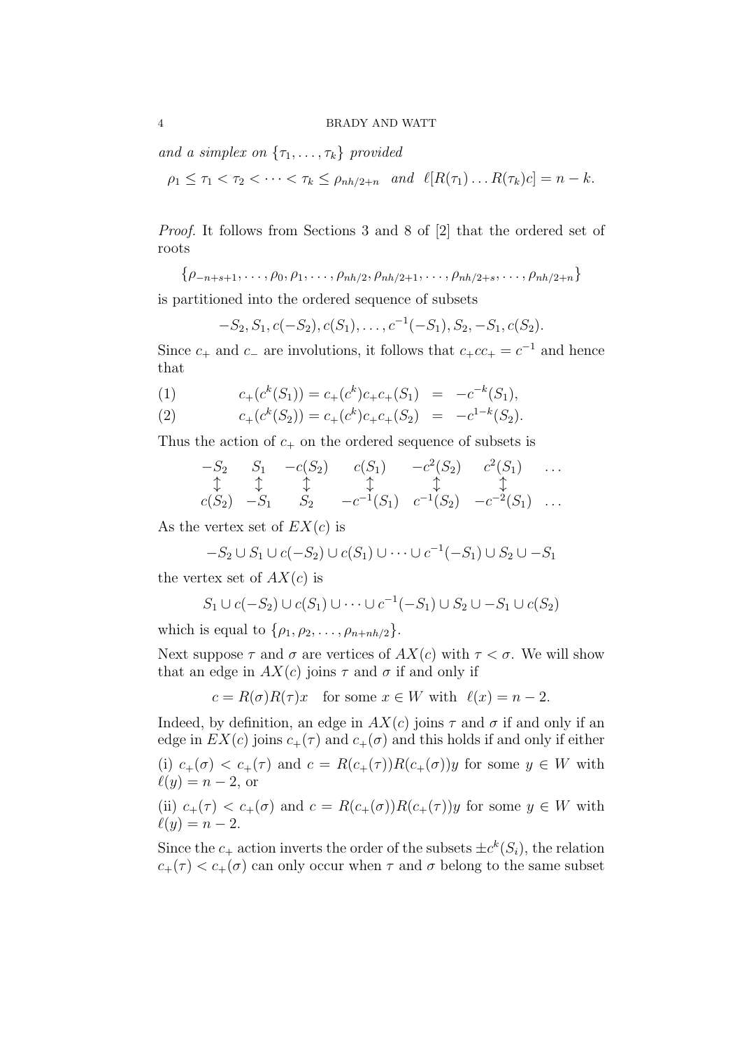*and a simplex on* $\{\tau_1, \ldots, \tau_k\}$ *provided*

$$\rho_1 \leq \tau_1 < \tau_2 < \cdots < \tau_k \leq \rho_{nh/2+n} \quad \text{and} \quad \ell[R(\tau_1) \ldots R(\tau_k) c] = n - k.$$

*Proof.* It follows from Sections 3 and 8 of [2] that the ordered set of roots

$$\{\rho_{-n+s+1}, \ldots, \rho_0, \rho_1, \ldots, \rho_{nh/2}, \rho_{nh/2+1}, \ldots, \rho_{nh/2+s}, \ldots, \rho_{nh/2+n}\}$$

is partitioned into the ordered sequence of subsets

$$-S_2, S_1, c(-S_2), c(S_1), \ldots, c^{-1}(-S_1), S_2, -S_1, c(S_2).$$

Since $c_+$ and $c_-$ are involutions, it follows that $c_+ c c_+ = c^{-1}$ and hence that

$$c_+(c^k(S_1)) = c_+(c^k)c_+c_+(S_1) \;=\; -c^{-k}(S_1), \tag{1}$$

$$c_+(c^k(S_2)) = c_+(c^k)c_+c_+(S_2) \;=\; -c^{1-k}(S_2). \tag{2}$$

Thus the action of $c_+$ on the ordered sequence of subsets is

$$\begin{array}{ccccccc} -S_2 & S_1 & -c(S_2) & c(S_1) & -c^2(S_2) & c^2(S_1) & \ldots \\ \updownarrow & \updownarrow & \updownarrow & \updownarrow & \updownarrow & \updownarrow & \\ c(S_2) & -S_1 & S_2 & -c^{-1}(S_1) & c^{-1}(S_2) & -c^{-2}(S_1) & \ldots \end{array}$$

As the vertex set of $EX(c)$ is

$$-S_2 \cup S_1 \cup c(-S_2) \cup c(S_1) \cup \cdots \cup c^{-1}(-S_1) \cup S_2 \cup -S_1$$

the vertex set of $AX(c)$ is

$$S_1 \cup c(-S_2) \cup c(S_1) \cup \cdots \cup c^{-1}(-S_1) \cup S_2 \cup -S_1 \cup c(S_2)$$

which is equal to $\{\rho_1, \rho_2, \ldots, \rho_{n+nh/2}\}$.

Next suppose $\tau$ and $\sigma$ are vertices of $AX(c)$ with $\tau < \sigma$. We will show that an edge in $AX(c)$ joins $\tau$ and $\sigma$ if and only if

$$c = R(\sigma)R(\tau)x \quad \text{for some } x \in W \text{ with } \ell(x) = n - 2.$$

Indeed, by definition, an edge in $AX(c)$ joins $\tau$ and $\sigma$ if and only if an edge in $EX(c)$ joins $c_+(\tau)$ and $c_+(\sigma)$ and this holds if and only if either

(i) $c_+(\sigma) < c_+(\tau)$ and $c = R(c_+(\tau))R(c_+(\sigma))y$ for some $y \in W$ with $\ell(y) = n - 2$, or

(ii) $c_+(\tau) < c_+(\sigma)$ and $c = R(c_+(\sigma))R(c_+(\tau))y$ for some $y \in W$ with $\ell(y) = n - 2$.

Since the $c_+$ action inverts the order of the subsets $\pm c^k(S_i)$, the relation $c_+(\tau) < c_+(\sigma)$ can only occur when $\tau$ and $\sigma$ belong to the same subset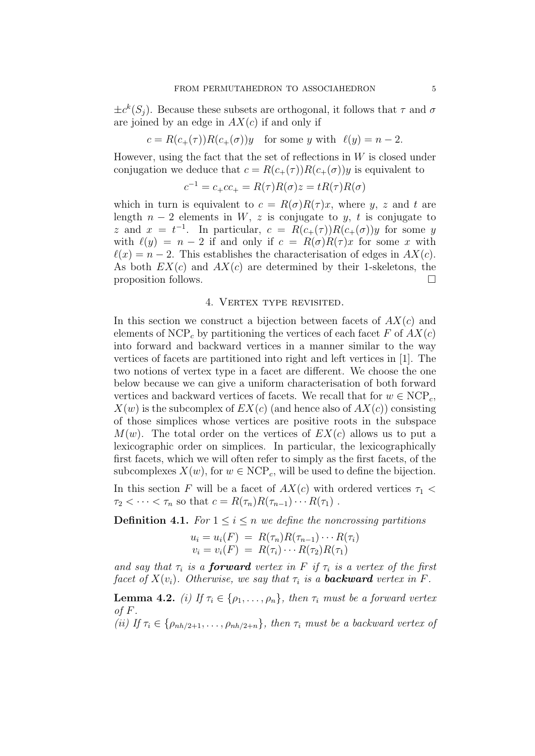$\pm c^k(S_j)$. Because these subsets are orthogonal, it follows that $\tau$ and $\sigma$ are joined by an edge in $AX(c)$ if and only if

$$c = R(c_+(\tau))R(c_+(\sigma))y \quad \text{for some } y \text{ with } \ell(y) = n-2.$$

However, using the fact that the set of reflections in $W$ is closed under conjugation we deduce that $c = R(c_+(\tau))R(c_+(\sigma))y$ is equivalent to

$$c^{-1} = c_+ c c_+ = R(\tau)R(\sigma)z = tR(\tau)R(\sigma)$$

which in turn is equivalent to $c = R(\sigma)R(\tau)x$, where $y$, $z$ and $t$ are length $n-2$ elements in $W$, $z$ is conjugate to $y$, $t$ is conjugate to $z$ and $x = t^{-1}$. In particular, $c = R(c_+(\tau))R(c_+(\sigma))y$ for some $y$ with $\ell(y) = n-2$ if and only if $c = R(\sigma)R(\tau)x$ for some $x$ with $\ell(x) = n-2$. This establishes the characterisation of edges in $AX(c)$. As both $EX(c)$ and $AX(c)$ are determined by their 1-skeletons, the proposition follows. $\square$

## 4. Vertex type revisited.

In this section we construct a bijection between facets of $AX(c)$ and elements of $\mathrm{NCP}_c$ by partitioning the vertices of each facet $F$ of $AX(c)$ into forward and backward vertices in a manner similar to the way vertices of facets are partitioned into right and left vertices in [1]. The two notions of vertex type in a facet are different. We choose the one below because we can give a uniform characterisation of both forward vertices and backward vertices of facets. We recall that for $w \in \mathrm{NCP}_c$, $X(w)$ is the subcomplex of $EX(c)$ (and hence also of $AX(c)$) consisting of those simplices whose vertices are positive roots in the subspace $M(w)$. The total order on the vertices of $EX(c)$ allows us to put a lexicographic order on simplices. In particular, the lexicographically first facets, which we will often refer to simply as the first facets, of the subcomplexes $X(w)$, for $w \in \mathrm{NCP}_c$, will be used to define the bijection.

In this section $F$ will be a facet of $AX(c)$ with ordered vertices $\tau_1 < \tau_2 < \cdots < \tau_n$ so that $c = R(\tau_n)R(\tau_{n-1})\cdots R(\tau_1)$ .

**Definition 4.1.** *For $1 \le i \le n$ we define the noncrossing partitions*

$$u_i = u_i(F) = R(\tau_n)R(\tau_{n-1})\cdots R(\tau_i)$$
$$v_i = v_i(F) = R(\tau_i)\cdots R(\tau_2)R(\tau_1)$$

*and say that $\tau_i$ is a* ***forward*** *vertex in $F$ if $\tau_i$ is a vertex of the first facet of $X(v_i)$. Otherwise, we say that $\tau_i$ is a* ***backward*** *vertex in $F$.*

**Lemma 4.2.** *(i) If $\tau_i \in \{\rho_1, \dots, \rho_n\}$, then $\tau_i$ must be a forward vertex of $F$.*
*(ii) If $\tau_i \in \{\rho_{nh/2+1}, \dots, \rho_{nh/2+n}\}$, then $\tau_i$ must be a backward vertex of*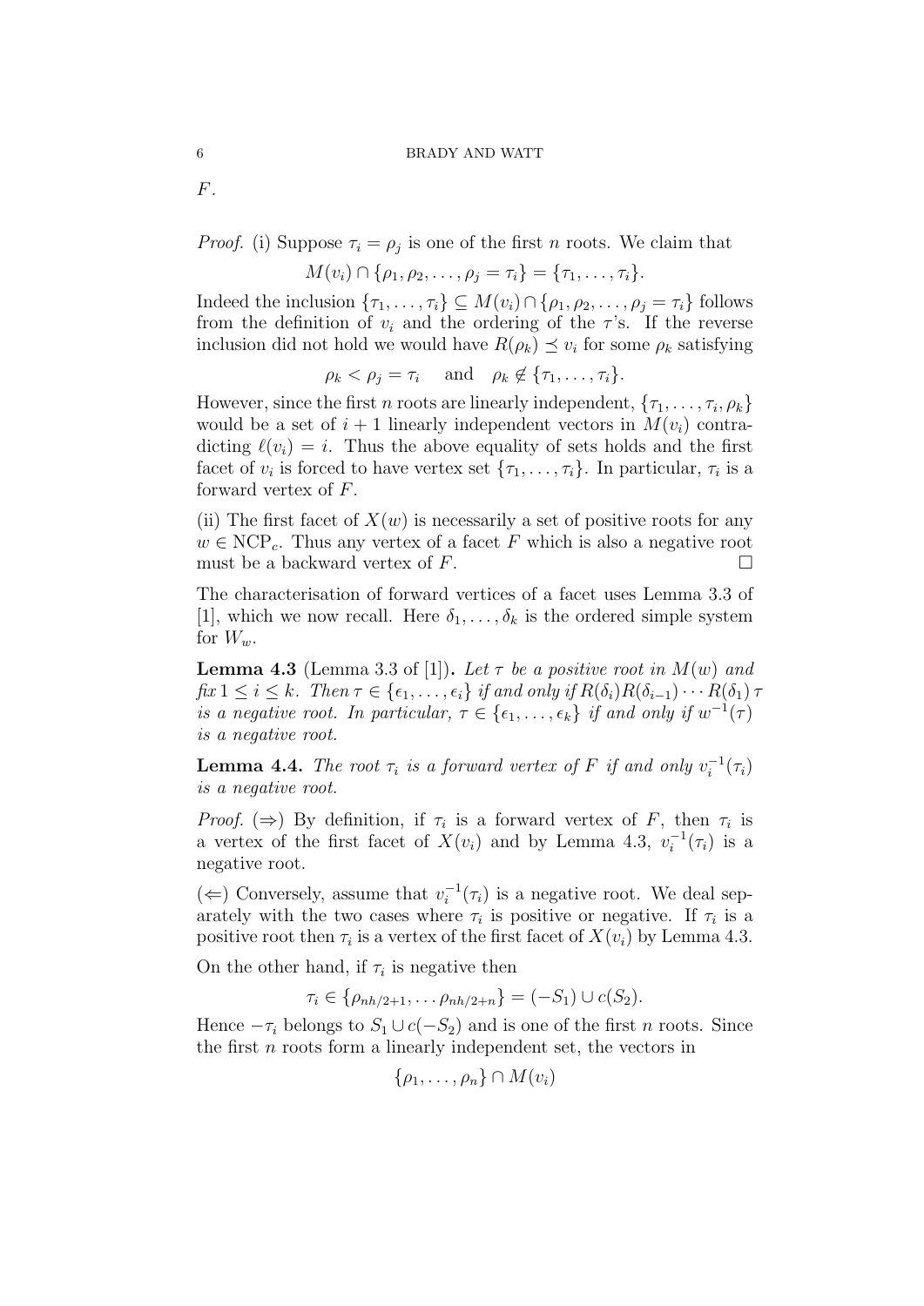$F$.

*Proof.* (i) Suppose $\tau_i = \rho_j$ is one of the first $n$ roots. We claim that

$$M(v_i) \cap \{\rho_1, \rho_2, \ldots, \rho_j = \tau_i\} = \{\tau_1, \ldots, \tau_i\}.$$

Indeed the inclusion $\{\tau_1, \ldots, \tau_i\} \subseteq M(v_i) \cap \{\rho_1, \rho_2, \ldots, \rho_j = \tau_i\}$ follows from the definition of $v_i$ and the ordering of the $\tau$'s. If the reverse inclusion did not hold we would have $R(\rho_k) \preceq v_i$ for some $\rho_k$ satisfying

$$\rho_k < \rho_j = \tau_i \quad \text{and} \quad \rho_k \notin \{\tau_1, \ldots, \tau_i\}.$$

However, since the first $n$ roots are linearly independent, $\{\tau_1, \ldots, \tau_i, \rho_k\}$ would be a set of $i+1$ linearly independent vectors in $M(v_i)$ contradicting $\ell(v_i) = i$. Thus the above equality of sets holds and the first facet of $v_i$ is forced to have vertex set $\{\tau_1, \ldots, \tau_i\}$. In particular, $\tau_i$ is a forward vertex of $F$.

(ii) The first facet of $X(w)$ is necessarily a set of positive roots for any $w \in \mathrm{NCP}_c$. Thus any vertex of a facet $F$ which is also a negative root must be a backward vertex of $F$. $\square$

The characterisation of forward vertices of a facet uses Lemma 3.3 of [1], which we now recall. Here $\delta_1, \ldots, \delta_k$ is the ordered simple system for $W_w$.

**Lemma 4.3** (Lemma 3.3 of [1])**.** *Let $\tau$ be a positive root in $M(w)$ and fix $1 \leq i \leq k$. Then $\tau \in \{\epsilon_1, \ldots, \epsilon_i\}$ if and only if $R(\delta_i)R(\delta_{i-1}) \cdots R(\delta_1)\,\tau$ is a negative root. In particular, $\tau \in \{\epsilon_1, \ldots, \epsilon_k\}$ if and only if $w^{-1}(\tau)$ is a negative root.*

**Lemma 4.4.** *The root $\tau_i$ is a forward vertex of $F$ if and only $v_i^{-1}(\tau_i)$ is a negative root.*

*Proof.* ($\Rightarrow$) By definition, if $\tau_i$ is a forward vertex of $F$, then $\tau_i$ is a vertex of the first facet of $X(v_i)$ and by Lemma 4.3, $v_i^{-1}(\tau_i)$ is a negative root.

($\Leftarrow$) Conversely, assume that $v_i^{-1}(\tau_i)$ is a negative root. We deal separately with the two cases where $\tau_i$ is positive or negative. If $\tau_i$ is a positive root then $\tau_i$ is a vertex of the first facet of $X(v_i)$ by Lemma 4.3.

On the other hand, if $\tau_i$ is negative then

$$\tau_i \in \{\rho_{nh/2+1}, \ldots \rho_{nh/2+n}\} = (-S_1) \cup c(S_2).$$

Hence $-\tau_i$ belongs to $S_1 \cup c(-S_2)$ and is one of the first $n$ roots. Since the first $n$ roots form a linearly independent set, the vectors in

$$\{\rho_1, \ldots, \rho_n\} \cap M(v_i)$$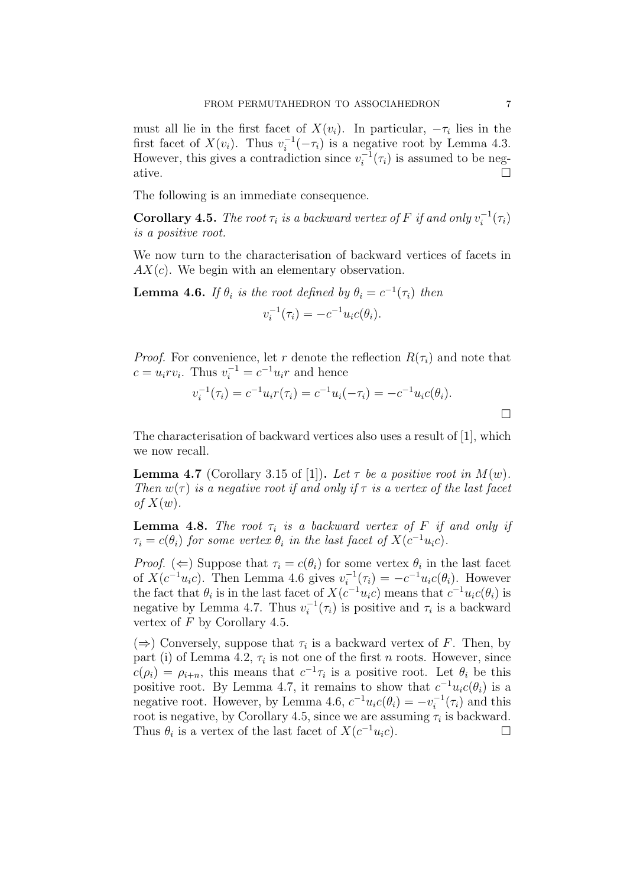must all lie in the first facet of $X(v_i)$. In particular, $-\tau_i$ lies in the first facet of $X(v_i)$. Thus $v_i^{-1}(-\tau_i)$ is a negative root by Lemma 4.3. However, this gives a contradiction since $v_i^{-1}(\tau_i)$ is assumed to be negative. □

The following is an immediate consequence.

**Corollary 4.5.** *The root $\tau_i$ is a backward vertex of $F$ if and only $v_i^{-1}(\tau_i)$ is a positive root.*

We now turn to the characterisation of backward vertices of facets in $AX(c)$. We begin with an elementary observation.

**Lemma 4.6.** *If $\theta_i$ is the root defined by $\theta_i = c^{-1}(\tau_i)$ then*

$$v_i^{-1}(\tau_i) = -c^{-1}u_i c(\theta_i).$$

*Proof.* For convenience, let $r$ denote the reflection $R(\tau_i)$ and note that $c = u_i r v_i$. Thus $v_i^{-1} = c^{-1}u_i r$ and hence

$$v_i^{-1}(\tau_i) = c^{-1}u_i r(\tau_i) = c^{-1}u_i(-\tau_i) = -c^{-1}u_i c(\theta_i).$$

□

The characterisation of backward vertices also uses a result of [1], which we now recall.

**Lemma 4.7** (Corollary 3.15 of [1])**.** *Let $\tau$ be a positive root in $M(w)$. Then $w(\tau)$ is a negative root if and only if $\tau$ is a vertex of the last facet of $X(w)$.*

**Lemma 4.8.** *The root $\tau_i$ is a backward vertex of $F$ if and only if $\tau_i = c(\theta_i)$ for some vertex $\theta_i$ in the last facet of $X(c^{-1}u_i c)$.*

*Proof.* ($\Leftarrow$) Suppose that $\tau_i = c(\theta_i)$ for some vertex $\theta_i$ in the last facet of $X(c^{-1}u_i c)$. Then Lemma 4.6 gives $v_i^{-1}(\tau_i) = -c^{-1}u_i c(\theta_i)$. However the fact that $\theta_i$ is in the last facet of $X(c^{-1}u_i c)$ means that $c^{-1}u_i c(\theta_i)$ is negative by Lemma 4.7. Thus $v_i^{-1}(\tau_i)$ is positive and $\tau_i$ is a backward vertex of $F$ by Corollary 4.5.

($\Rightarrow$) Conversely, suppose that $\tau_i$ is a backward vertex of $F$. Then, by part (i) of Lemma 4.2, $\tau_i$ is not one of the first $n$ roots. However, since $c(\rho_i) = \rho_{i+n}$, this means that $c^{-1}\tau_i$ is a positive root. Let $\theta_i$ be this positive root. By Lemma 4.7, it remains to show that $c^{-1}u_i c(\theta_i)$ is a negative root. However, by Lemma 4.6, $c^{-1}u_i c(\theta_i) = -v_i^{-1}(\tau_i)$ and this root is negative, by Corollary 4.5, since we are assuming $\tau_i$ is backward. Thus $\theta_i$ is a vertex of the last facet of $X(c^{-1}u_i c)$. □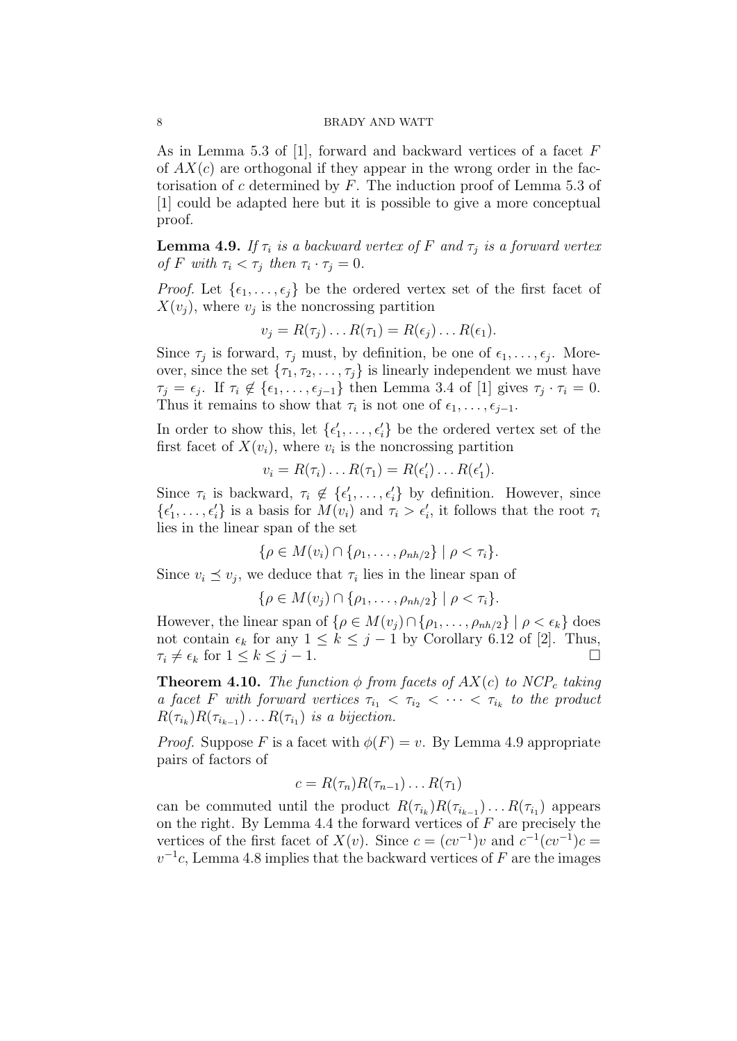As in Lemma 5.3 of [1], forward and backward vertices of a facet $F$ of $AX(c)$ are orthogonal if they appear in the wrong order in the factorisation of $c$ determined by $F$. The induction proof of Lemma 5.3 of [1] could be adapted here but it is possible to give a more conceptual proof.

**Lemma 4.9.** *If $\tau_i$ is a backward vertex of $F$ and $\tau_j$ is a forward vertex of $F$ with $\tau_i < \tau_j$ then $\tau_i \cdot \tau_j = 0$.*

*Proof.* Let $\{\epsilon_1, \ldots, \epsilon_j\}$ be the ordered vertex set of the first facet of $X(v_j)$, where $v_j$ is the noncrossing partition

$$v_j = R(\tau_j) \ldots R(\tau_1) = R(\epsilon_j) \ldots R(\epsilon_1).$$

Since $\tau_j$ is forward, $\tau_j$ must, by definition, be one of $\epsilon_1, \ldots, \epsilon_j$. Moreover, since the set $\{\tau_1, \tau_2, \ldots, \tau_j\}$ is linearly independent we must have $\tau_j = \epsilon_j$. If $\tau_i \notin \{\epsilon_1, \ldots, \epsilon_{j-1}\}$ then Lemma 3.4 of [1] gives $\tau_j \cdot \tau_i = 0$. Thus it remains to show that $\tau_i$ is not one of $\epsilon_1, \ldots, \epsilon_{j-1}$.

In order to show this, let $\{\epsilon'_1, \ldots, \epsilon'_i\}$ be the ordered vertex set of the first facet of $X(v_i)$, where $v_i$ is the noncrossing partition

$$v_i = R(\tau_i) \ldots R(\tau_1) = R(\epsilon'_i) \ldots R(\epsilon'_1).$$

Since $\tau_i$ is backward, $\tau_i \notin \{\epsilon'_1, \ldots, \epsilon'_i\}$ by definition. However, since $\{\epsilon'_1, \ldots, \epsilon'_i\}$ is a basis for $M(v_i)$ and $\tau_i > \epsilon'_i$, it follows that the root $\tau_i$ lies in the linear span of the set

$$\{\rho \in M(v_i) \cap \{\rho_1, \ldots, \rho_{nh/2}\} \mid \rho < \tau_i\}.$$

Since $v_i \preceq v_j$, we deduce that $\tau_i$ lies in the linear span of

$$\{\rho \in M(v_j) \cap \{\rho_1, \ldots, \rho_{nh/2}\} \mid \rho < \tau_i\}.$$

However, the linear span of $\{\rho \in M(v_j) \cap \{\rho_1, \ldots, \rho_{nh/2}\} \mid \rho < \epsilon_k\}$ does not contain $\epsilon_k$ for any $1 \leq k \leq j-1$ by Corollary 6.12 of [2]. Thus, $\tau_i \neq \epsilon_k$ for $1 \leq k \leq j-1$. □

**Theorem 4.10.** *The function $\phi$ from facets of $AX(c)$ to $NCP_c$ taking a facet $F$ with forward vertices $\tau_{i_1} < \tau_{i_2} < \cdots < \tau_{i_k}$ to the product $R(\tau_{i_k})R(\tau_{i_{k-1}}) \ldots R(\tau_{i_1})$ is a bijection.*

*Proof.* Suppose $F$ is a facet with $\phi(F) = v$. By Lemma 4.9 appropriate pairs of factors of

$$c = R(\tau_n)R(\tau_{n-1}) \ldots R(\tau_1)$$

can be commuted until the product $R(\tau_{i_k})R(\tau_{i_{k-1}}) \ldots R(\tau_{i_1})$ appears on the right. By Lemma 4.4 the forward vertices of $F$ are precisely the vertices of the first facet of $X(v)$. Since $c = (cv^{-1})v$ and $c^{-1}(cv^{-1})c = v^{-1}c$, Lemma 4.8 implies that the backward vertices of $F$ are the images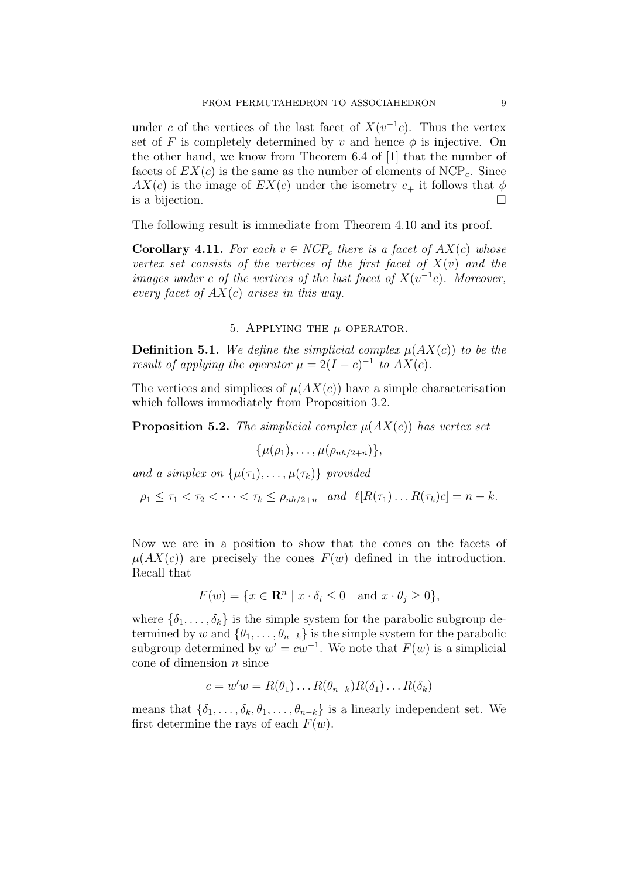under $c$ of the vertices of the last facet of $X(v^{-1}c)$. Thus the vertex set of $F$ is completely determined by $v$ and hence $\phi$ is injective. On the other hand, we know from Theorem 6.4 of [1] that the number of facets of $EX(c)$ is the same as the number of elements of $\mathrm{NCP}_c$. Since $AX(c)$ is the image of $EX(c)$ under the isometry $c_+$ it follows that $\phi$ is a bijection. □

The following result is immediate from Theorem 4.10 and its proof.

**Corollary 4.11.** *For each $v \in NCP_c$ there is a facet of $AX(c)$ whose vertex set consists of the vertices of the first facet of $X(v)$ and the images under $c$ of the vertices of the last facet of $X(v^{-1}c)$. Moreover, every facet of $AX(c)$ arises in this way.*

## 5. Applying the $\mu$ operator.

**Definition 5.1.** *We define the simplicial complex $\mu(AX(c))$ to be the result of applying the operator $\mu = 2(I-c)^{-1}$ to $AX(c)$.*

The vertices and simplices of $\mu(AX(c))$ have a simple characterisation which follows immediately from Proposition 3.2.

**Proposition 5.2.** *The simplicial complex $\mu(AX(c))$ has vertex set*

$$\{\mu(\rho_1), \ldots, \mu(\rho_{nh/2+n})\},$$

*and a simplex on $\{\mu(\tau_1), \ldots, \mu(\tau_k)\}$ provided*

$$\rho_1 \leq \tau_1 < \tau_2 < \cdots < \tau_k \leq \rho_{nh/2+n} \quad \text{and} \quad \ell[R(\tau_1) \ldots R(\tau_k)c] = n-k.$$

Now we are in a position to show that the cones on the facets of $\mu(AX(c))$ are precisely the cones $F(w)$ defined in the introduction. Recall that

$$F(w) = \{x \in \mathbf{R}^n \mid x \cdot \delta_i \leq 0 \quad \text{and } x \cdot \theta_j \geq 0\},$$

where $\{\delta_1, \ldots, \delta_k\}$ is the simple system for the parabolic subgroup determined by $w$ and $\{\theta_1, \ldots, \theta_{n-k}\}$ is the simple system for the parabolic subgroup determined by $w' = cw^{-1}$. We note that $F(w)$ is a simplicial cone of dimension $n$ since

$$c = w'w = R(\theta_1) \ldots R(\theta_{n-k})R(\delta_1) \ldots R(\delta_k)$$

means that $\{\delta_1, \ldots, \delta_k, \theta_1, \ldots, \theta_{n-k}\}$ is a linearly independent set. We first determine the rays of each $F(w)$.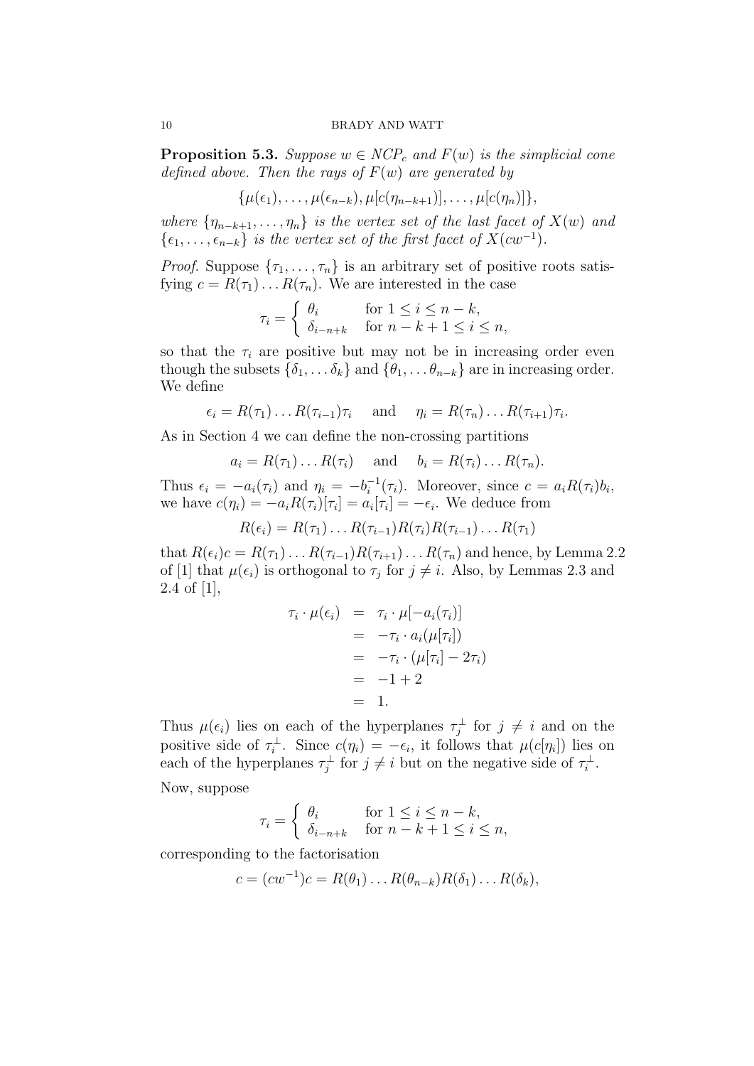**Proposition 5.3.** *Suppose $w \in NCP_c$ and $F(w)$ is the simplicial cone defined above. Then the rays of $F(w)$ are generated by*

$$\{\mu(\epsilon_1), \ldots, \mu(\epsilon_{n-k}), \mu[c(\eta_{n-k+1})], \ldots, \mu[c(\eta_n)]\},$$

*where $\{\eta_{n-k+1}, \ldots, \eta_n\}$ is the vertex set of the last facet of $X(w)$ and $\{\epsilon_1, \ldots, \epsilon_{n-k}\}$ is the vertex set of the first facet of $X(cw^{-1})$.*

*Proof.* Suppose $\{\tau_1, \ldots, \tau_n\}$ is an arbitrary set of positive roots satisfying $c = R(\tau_1) \ldots R(\tau_n)$. We are interested in the case

$$\tau_i = \begin{cases} \theta_i & \text{for } 1 \le i \le n-k, \\ \delta_{i-n+k} & \text{for } n-k+1 \le i \le n, \end{cases}$$

so that the $\tau_i$ are positive but may not be in increasing order even though the subsets $\{\delta_1, \ldots \delta_k\}$ and $\{\theta_1, \ldots \theta_{n-k}\}$ are in increasing order. We define

$$\epsilon_i = R(\tau_1) \ldots R(\tau_{i-1})\tau_i \quad \text{ and } \quad \eta_i = R(\tau_n) \ldots R(\tau_{i+1})\tau_i.$$

As in Section 4 we can define the non-crossing partitions

$$a_i = R(\tau_1) \ldots R(\tau_i) \quad \text{ and } \quad b_i = R(\tau_i) \ldots R(\tau_n).$$

Thus $\epsilon_i = -a_i(\tau_i)$ and $\eta_i = -b_i^{-1}(\tau_i)$. Moreover, since $c = a_i R(\tau_i) b_i$, we have $c(\eta_i) = -a_i R(\tau_i)[\tau_i] = a_i[\tau_i] = -\epsilon_i$. We deduce from

$$R(\epsilon_i) = R(\tau_1) \ldots R(\tau_{i-1}) R(\tau_i) R(\tau_{i-1}) \ldots R(\tau_1)$$

that $R(\epsilon_i)c = R(\tau_1) \ldots R(\tau_{i-1}) R(\tau_{i+1}) \ldots R(\tau_n)$ and hence, by Lemma 2.2 of [1] that $\mu(\epsilon_i)$ is orthogonal to $\tau_j$ for $j \neq i$. Also, by Lemmas 2.3 and 2.4 of [1],

$$\begin{aligned} \tau_i \cdot \mu(\epsilon_i) &= \tau_i \cdot \mu[-a_i(\tau_i)] \\ &= -\tau_i \cdot a_i(\mu[\tau_i]) \\ &= -\tau_i \cdot (\mu[\tau_i] - 2\tau_i) \\ &= -1 + 2 \\ &= 1. \end{aligned}$$

Thus $\mu(\epsilon_i)$ lies on each of the hyperplanes $\tau_j^\perp$ for $j \neq i$ and on the positive side of $\tau_i^\perp$. Since $c(\eta_i) = -\epsilon_i$, it follows that $\mu(c[\eta_i])$ lies on each of the hyperplanes $\tau_j^\perp$ for $j \neq i$ but on the negative side of $\tau_i^\perp$.

Now, suppose

$$\tau_i = \begin{cases} \theta_i & \text{for } 1 \le i \le n-k, \\ \delta_{i-n+k} & \text{for } n-k+1 \le i \le n, \end{cases}$$

corresponding to the factorisation

$$c = (cw^{-1})c = R(\theta_1) \ldots R(\theta_{n-k}) R(\delta_1) \ldots R(\delta_k),$$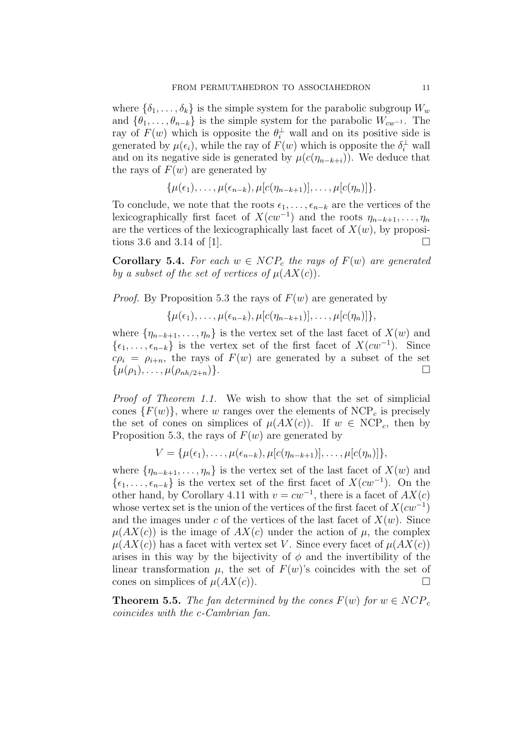where $\{\delta_1, \ldots, \delta_k\}$ is the simple system for the parabolic subgroup $W_w$ and $\{\theta_1, \ldots, \theta_{n-k}\}$ is the simple system for the parabolic $W_{cw^{-1}}$. The ray of $F(w)$ which is opposite the $\theta_i^\perp$ wall and on its positive side is generated by $\mu(\epsilon_i)$, while the ray of $F(w)$ which is opposite the $\delta_i^\perp$ wall and on its negative side is generated by $\mu(c(\eta_{n-k+i}))$. We deduce that the rays of $F(w)$ are generated by

$$\{\mu(\epsilon_1), \ldots, \mu(\epsilon_{n-k}), \mu[c(\eta_{n-k+1})], \ldots, \mu[c(\eta_n)]\}.$$

To conclude, we note that the roots $\epsilon_1, \ldots, \epsilon_{n-k}$ are the vertices of the lexicographically first facet of $X(cw^{-1})$ and the roots $\eta_{n-k+1}, \ldots, \eta_n$ are the vertices of the lexicographically last facet of $X(w)$, by propositions 3.6 and 3.14 of [1]. $\square$

**Corollary 5.4.** *For each $w \in NCP_c$ the rays of $F(w)$ are generated by a subset of the set of vertices of $\mu(AX(c))$.*

*Proof.* By Proposition 5.3 the rays of $F(w)$ are generated by

$$\{\mu(\epsilon_1), \ldots, \mu(\epsilon_{n-k}), \mu[c(\eta_{n-k+1})], \ldots, \mu[c(\eta_n)]\},$$

where $\{\eta_{n-k+1}, \ldots, \eta_n\}$ is the vertex set of the last facet of $X(w)$ and $\{\epsilon_1, \ldots, \epsilon_{n-k}\}$ is the vertex set of the first facet of $X(cw^{-1})$. Since $c\rho_i = \rho_{i+n}$, the rays of $F(w)$ are generated by a subset of the set $\{\mu(\rho_1), \ldots, \mu(\rho_{nh/2+n})\}$. $\square$

*Proof of Theorem 1.1.* We wish to show that the set of simplicial cones $\{F(w)\}$, where $w$ ranges over the elements of $\mathrm{NCP}_c$ is precisely the set of cones on simplices of $\mu(AX(c))$. If $w \in \mathrm{NCP}_c$, then by Proposition 5.3, the rays of $F(w)$ are generated by

$$V = \{\mu(\epsilon_1), \ldots, \mu(\epsilon_{n-k}), \mu[c(\eta_{n-k+1})], \ldots, \mu[c(\eta_n)]\},$$

where $\{\eta_{n-k+1}, \ldots, \eta_n\}$ is the vertex set of the last facet of $X(w)$ and $\{\epsilon_1, \ldots, \epsilon_{n-k}\}$ is the vertex set of the first facet of $X(cw^{-1})$. On the other hand, by Corollary 4.11 with $v = cw^{-1}$, there is a facet of $AX(c)$ whose vertex set is the union of the vertices of the first facet of $X(cw^{-1})$ and the images under $c$ of the vertices of the last facet of $X(w)$. Since $\mu(AX(c))$ is the image of $AX(c)$ under the action of $\mu$, the complex $\mu(AX(c))$ has a facet with vertex set $V$. Since every facet of $\mu(AX(c))$ arises in this way by the bijectivity of $\phi$ and the invertibility of the linear transformation $\mu$, the set of $F(w)$'s coincides with the set of cones on simplices of $\mu(AX(c))$. $\square$

**Theorem 5.5.** *The fan determined by the cones $F(w)$ for $w \in NCP_c$ coincides with the c-Cambrian fan.*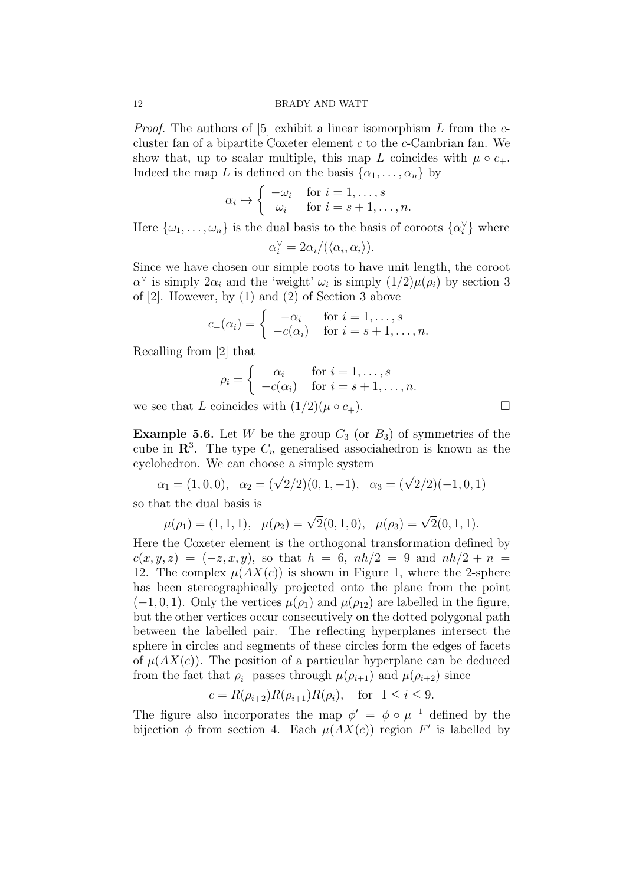*Proof.* The authors of [5] exhibit a linear isomorphism $L$ from the $c$-cluster fan of a bipartite Coxeter element $c$ to the $c$-Cambrian fan. We show that, up to scalar multiple, this map $L$ coincides with $\mu \circ c_+$. Indeed the map $L$ is defined on the basis $\{\alpha_1, \ldots, \alpha_n\}$ by

$$\alpha_i \mapsto \begin{cases} -\omega_i & \text{for } i = 1, \ldots, s \\ \omega_i & \text{for } i = s+1, \ldots, n. \end{cases}$$

Here $\{\omega_1, \ldots, \omega_n\}$ is the dual basis to the basis of coroots $\{\alpha_i^\vee\}$ where

$$\alpha_i^\vee = 2\alpha_i / (\langle \alpha_i, \alpha_i \rangle).$$

Since we have chosen our simple roots to have unit length, the coroot $\alpha^\vee$ is simply $2\alpha_i$ and the 'weight' $\omega_i$ is simply $(1/2)\mu(\rho_i)$ by section 3 of [2]. However, by (1) and (2) of Section 3 above

$$c_+(\alpha_i) = \begin{cases} -\alpha_i & \text{for } i = 1, \ldots, s \\ -c(\alpha_i) & \text{for } i = s+1, \ldots, n. \end{cases}$$

Recalling from [2] that

$$\rho_i = \begin{cases} \alpha_i & \text{for } i = 1, \ldots, s \\ -c(\alpha_i) & \text{for } i = s+1, \ldots, n. \end{cases}$$

we see that $L$ coincides with $(1/2)(\mu \circ c_+)$. $\square$

**Example 5.6.** Let $W$ be the group $C_3$ (or $B_3$) of symmetries of the cube in $\mathbf{R}^3$. The type $C_n$ generalised associahedron is known as the cyclohedron. We can choose a simple system

$$\alpha_1 = (1, 0, 0), \quad \alpha_2 = (\sqrt{2}/2)(0, 1, -1), \quad \alpha_3 = (\sqrt{2}/2)(-1, 0, 1)$$

so that the dual basis is

$$\mu(\rho_1) = (1, 1, 1), \quad \mu(\rho_2) = \sqrt{2}(0, 1, 0), \quad \mu(\rho_3) = \sqrt{2}(0, 1, 1).$$

Here the Coxeter element is the orthogonal transformation defined by $c(x, y, z) = (-z, x, y)$, so that $h = 6$, $nh/2 = 9$ and $nh/2 + n = 12$. The complex $\mu(AX(c))$ is shown in Figure 1, where the 2-sphere has been stereographically projected onto the plane from the point $(-1, 0, 1)$. Only the vertices $\mu(\rho_1)$ and $\mu(\rho_{12})$ are labelled in the figure, but the other vertices occur consecutively on the dotted polygonal path between the labelled pair. The reflecting hyperplanes intersect the sphere in circles and segments of these circles form the edges of facets of $\mu(AX(c))$. The position of a particular hyperplane can be deduced from the fact that $\rho_i^\perp$ passes through $\mu(\rho_{i+1})$ and $\mu(\rho_{i+2})$ since

$$c = R(\rho_{i+2})R(\rho_{i+1})R(\rho_i), \quad \text{for } \ 1 \leq i \leq 9.$$

The figure also incorporates the map $\phi' = \phi \circ \mu^{-1}$ defined by the bijection $\phi$ from section 4. Each $\mu(AX(c))$ region $F'$ is labelled by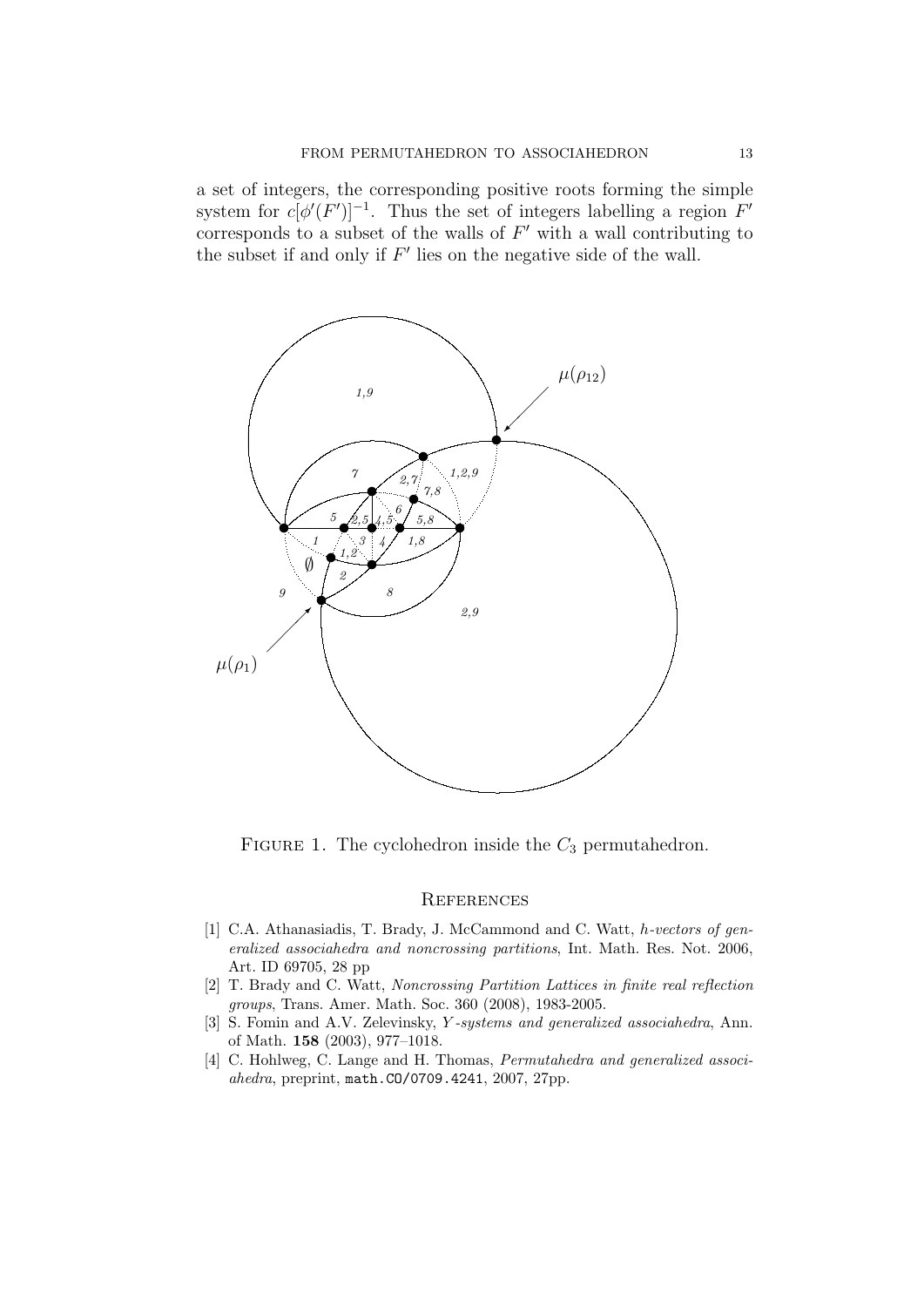a set of integers, the corresponding positive roots forming the simple system for $c[\phi'(F')]^{-1}$. Thus the set of integers labelling a region $F'$ corresponds to a subset of the walls of $F'$ with a wall contributing to the subset if and only if $F'$ lies on the negative side of the wall.

Figure 1. The cyclohedron inside the $C_3$ permutahedron.

## References

[1] C.A. Athanasiadis, T. Brady, J. McCammond and C. Watt, *h-vectors of generalized associahedra and noncrossing partitions*, Int. Math. Res. Not. 2006, Art. ID 69705, 28 pp

[2] T. Brady and C. Watt, *Noncrossing Partition Lattices in finite real reflection groups*, Trans. Amer. Math. Soc. 360 (2008), 1983-2005.

[3] S. Fomin and A.V. Zelevinsky, *Y-systems and generalized associahedra*, Ann. of Math. **158** (2003), 977–1018.

[4] C. Hohlweg, C. Lange and H. Thomas, *Permutahedra and generalized associahedra*, preprint, `math.CO/0709.4241`, 2007, 27pp.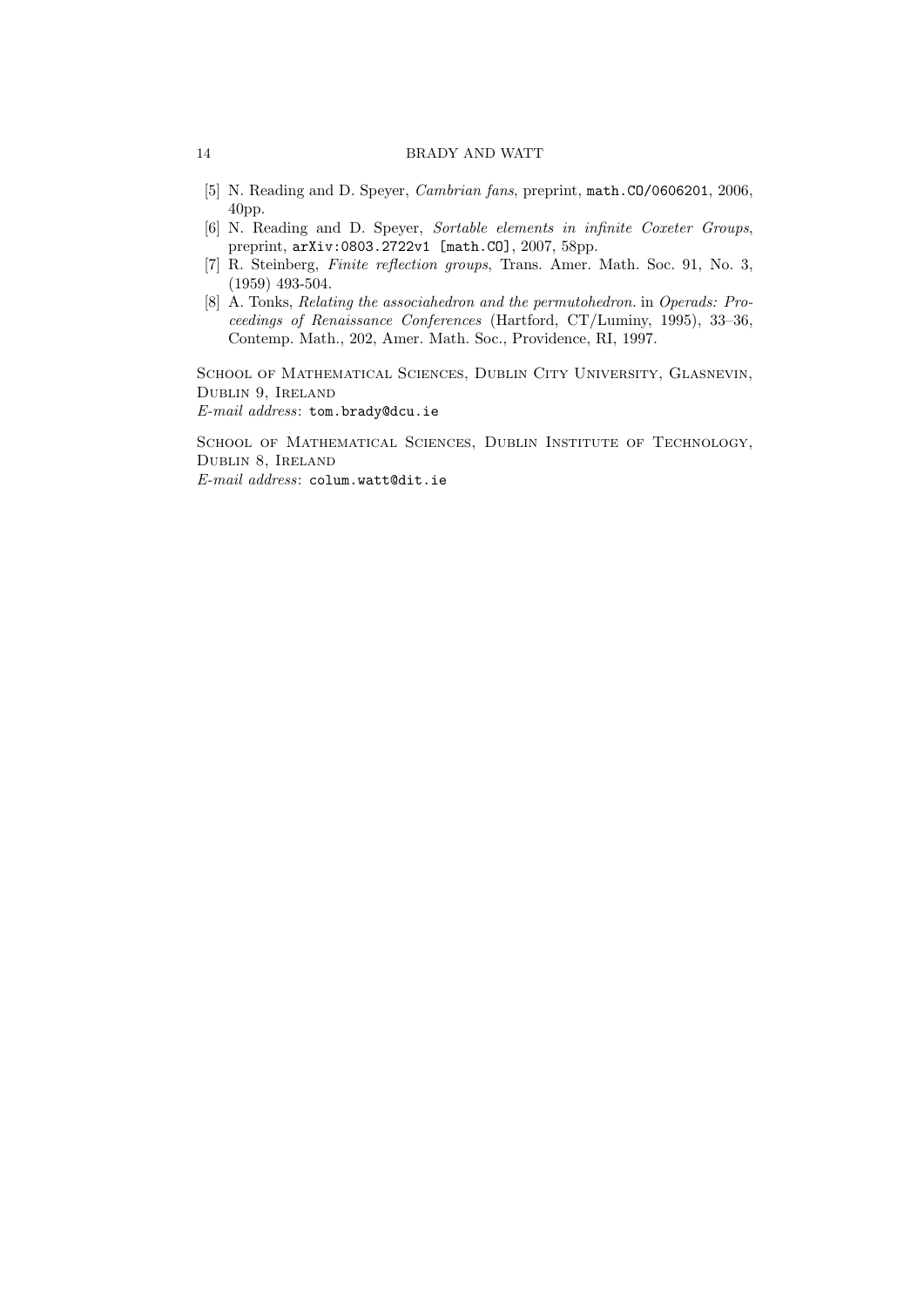[5] N. Reading and D. Speyer, *Cambrian fans*, preprint, `math.CO/0606201`, 2006, 40pp.

[6] N. Reading and D. Speyer, *Sortable elements in infinite Coxeter Groups*, preprint, `arXiv:0803.2722v1 [math.CO]`, 2007, 58pp.

[7] R. Steinberg, *Finite reflection groups*, Trans. Amer. Math. Soc. 91, No. 3, (1959) 493-504.

[8] A. Tonks, *Relating the associahedron and the permutohedron.* in *Operads: Proceedings of Renaissance Conferences* (Hartford, CT/Luminy, 1995), 33–36, Contemp. Math., 202, Amer. Math. Soc., Providence, RI, 1997.

School of Mathematical Sciences, Dublin City University, Glasnevin, Dublin 9, Ireland

*E-mail address*: `tom.brady@dcu.ie`

School of Mathematical Sciences, Dublin Institute of Technology, Dublin 8, Ireland

*E-mail address*: `colum.watt@dit.ie`